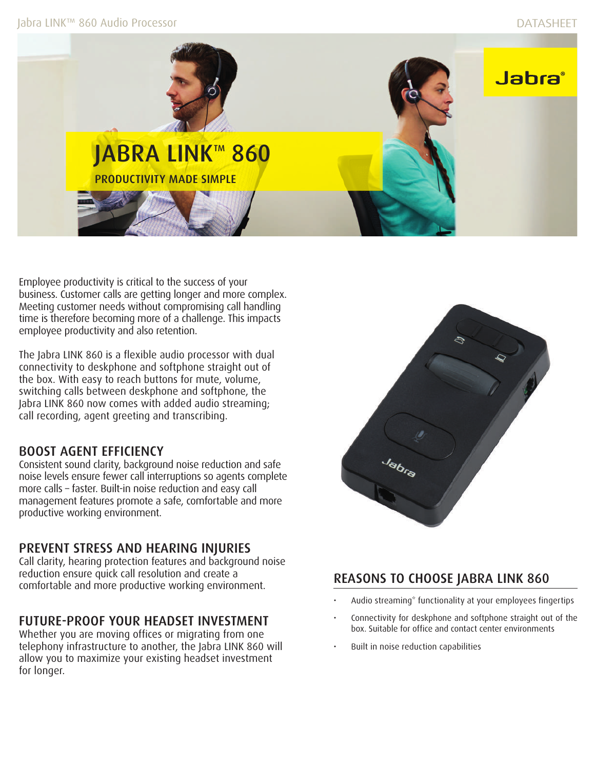# JABRA LINK™ 860

PRODUCTIVITY MADE SIMPLE

Employee productivity is critical to the success of your business. Customer calls are getting longer and more complex. Meeting customer needs without compromising call handling time is therefore becoming more of a challenge. This impacts employee productivity and also retention.

The Jabra LINK 860 is a flexible audio processor with dual connectivity to deskphone and softphone straight out of the box. With easy to reach buttons for mute, volume, switching calls between deskphone and softphone, the Jabra LINK 860 now comes with added audio streaming; call recording, agent greeting and transcribing.

## BOOST AGENT EFFICIENCY

Consistent sound clarity, background noise reduction and safe noise levels ensure fewer call interruptions so agents complete more calls – faster. Built-in noise reduction and easy call management features promote a safe, comfortable and more productive working environment.

## PREVENT STRESS AND HEARING INJURIES

Call clarity, hearing protection features and background noise reduction ensure quick call resolution and create a comfortable and more productive working environment.

## FUTURE-PROOF YOUR HEADSET INVESTMENT

Whether you are moving offices or migrating from one telephony infrastructure to another, the Jabra LINK 860 will allow you to maximize your existing headset investment for longer.

## REASONS TO CHOOSE JABRA LINK 860

- Audio streaming* functionality at your employees fingertips
- Connectivity for deskphone and softphone straight out of the box. Suitable for office and contact center environments
- Built in noise reduction capabilities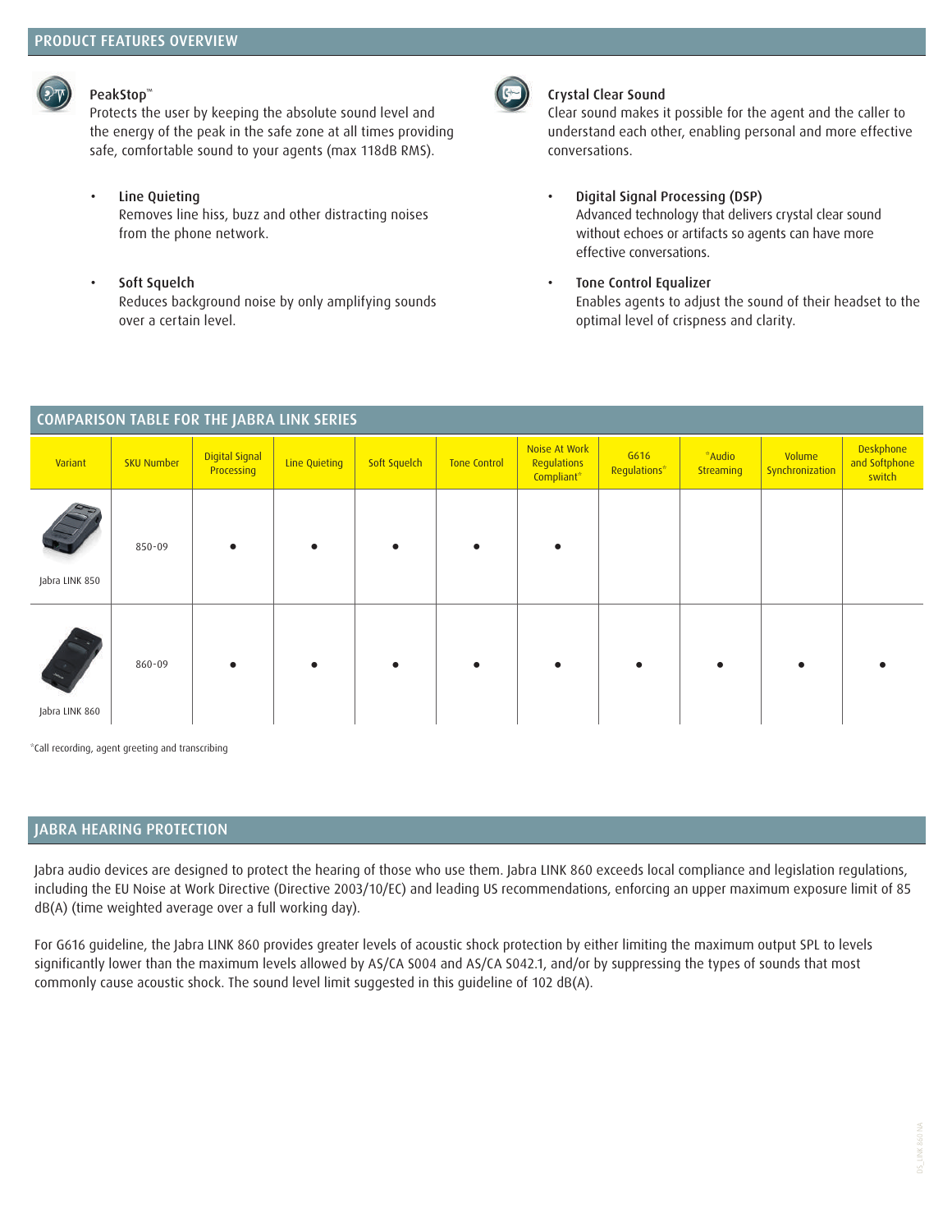## PRODUCT FEATURES OVERVIEW

### PeakStop™

Protects the user by keeping the absolute sound level and the energy of the peak in the safe zone at all times providing safe, comfortable sound to your agents (max 118dB RMS).

- **Line Quieting**
  Removes line hiss, buzz and other distracting noises from the phone network.

- **Soft Squelch**
  Reduces background noise by only amplifying sounds over a certain level.

### Crystal Clear Sound

Clear sound makes it possible for the agent and the caller to understand each other, enabling personal and more effective conversations.

- **Digital Signal Processing (DSP)**
  Advanced technology that delivers crystal clear sound without echoes or artifacts so agents can have more effective conversations.

- **Tone Control Equalizer**
  Enables agents to adjust the sound of their headset to the optimal level of crispness and clarity.

## COMPARISON TABLE FOR THE JABRA LINK SERIES

| Variant | SKU Number | Digital Signal Processing | Line Quieting | Soft Squelch | Tone Control | Noise At Work Regulations Compliant* | G616 Regulations* | *Audio Streaming | Volume Synchronization | Deskphone and Softphone switch |
|---|---|---|---|---|---|---|---|---|---|---|
| Jabra LINK 850 | 850-09 | ● | ● | ● | ● | ● | | | | |
| Jabra LINK 860 | 860-09 | ● | ● | ● | ● | ● | ● | ● | ● | ● |

*Call recording, agent greeting and transcribing

## JABRA HEARING PROTECTION

Jabra audio devices are designed to protect the hearing of those who use them. Jabra LINK 860 exceeds local compliance and legislation regulations, including the EU Noise at Work Directive (Directive 2003/10/EC) and leading US recommendations, enforcing an upper maximum exposure limit of 85 dB(A) (time weighted average over a full working day).

For G616 guideline, the Jabra LINK 860 provides greater levels of acoustic shock protection by either limiting the maximum output SPL to levels significantly lower than the maximum levels allowed by AS/CA S004 and AS/CA S042.1, and/or by suppressing the types of sounds that most commonly cause acoustic shock. The sound level limit suggested in this guideline of 102 dB(A).